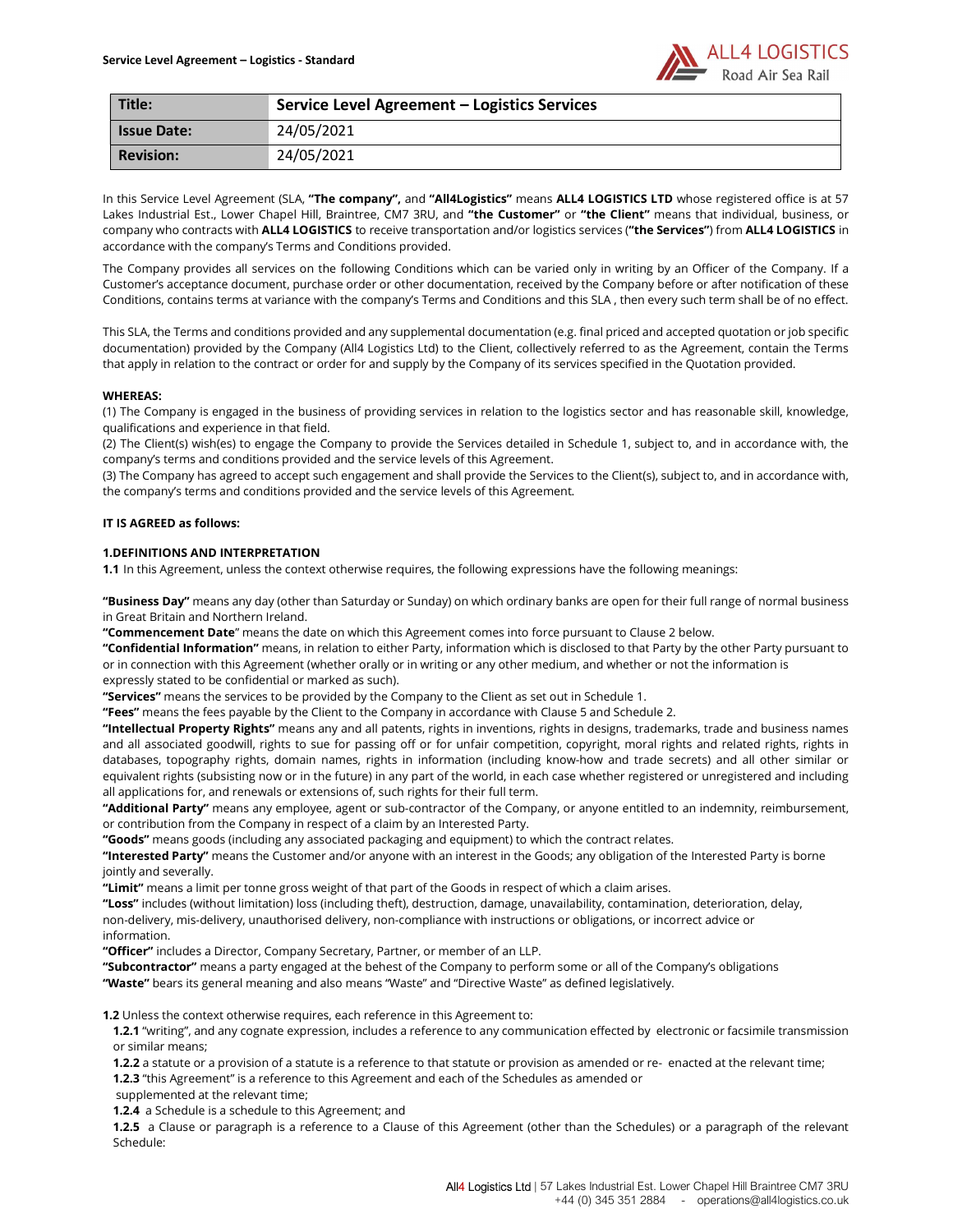| Title: | Service Level Agreement – Logistics Services |
|---|---|
| Issue Date: | 24/05/2021 |
| Revision: | 24/05/2021 |

In this Service Level Agreement (SLA, **"The company",** and **"All4Logistics"** means **ALL4 LOGISTICS LTD** whose registered office is at 57 Lakes Industrial Est., Lower Chapel Hill, Braintree, CM7 3RU, and **"the Customer"** or **"the Client"** means that individual, business, or company who contracts with **ALL4 LOGISTICS** to receive transportation and/or logistics services (**"the Services"**) from **ALL4 LOGISTICS** in accordance with the company's Terms and Conditions provided.

The Company provides all services on the following Conditions which can be varied only in writing by an Officer of the Company. If a Customer's acceptance document, purchase order or other documentation, received by the Company before or after notification of these Conditions, contains terms at variance with the company's Terms and Conditions and this SLA , then every such term shall be of no effect.

This SLA, the Terms and conditions provided and any supplemental documentation (e.g. final priced and accepted quotation or job specific documentation) provided by the Company (All4 Logistics Ltd) to the Client, collectively referred to as the Agreement, contain the Terms that apply in relation to the contract or order for and supply by the Company of its services specified in the Quotation provided.

**WHEREAS:**

(1) The Company is engaged in the business of providing services in relation to the logistics sector and has reasonable skill, knowledge, qualifications and experience in that field.

(2) The Client(s) wish(es) to engage the Company to provide the Services detailed in Schedule 1, subject to, and in accordance with, the company's terms and conditions provided and the service levels of this Agreement.

(3) The Company has agreed to accept such engagement and shall provide the Services to the Client(s), subject to, and in accordance with, the company's terms and conditions provided and the service levels of this Agreement.

**IT IS AGREED as follows:**

**1.DEFINITIONS AND INTERPRETATION**

**1.1** In this Agreement, unless the context otherwise requires, the following expressions have the following meanings:

**"Business Day"** means any day (other than Saturday or Sunday) on which ordinary banks are open for their full range of normal business in Great Britain and Northern Ireland.

**"Commencement Date"** means the date on which this Agreement comes into force pursuant to Clause 2 below.

**"Confidential Information"** means, in relation to either Party, information which is disclosed to that Party by the other Party pursuant to or in connection with this Agreement (whether orally or in writing or any other medium, and whether or not the information is expressly stated to be confidential or marked as such).

**"Services"** means the services to be provided by the Company to the Client as set out in Schedule 1.

**"Fees"** means the fees payable by the Client to the Company in accordance with Clause 5 and Schedule 2.

**"Intellectual Property Rights"** means any and all patents, rights in inventions, rights in designs, trademarks, trade and business names and all associated goodwill, rights to sue for passing off or for unfair competition, copyright, moral rights and related rights, rights in databases, topography rights, domain names, rights in information (including know-how and trade secrets) and all other similar or equivalent rights (subsisting now or in the future) in any part of the world, in each case whether registered or unregistered and including all applications for, and renewals or extensions of, such rights for their full term.

**"Additional Party"** means any employee, agent or sub-contractor of the Company, or anyone entitled to an indemnity, reimbursement, or contribution from the Company in respect of a claim by an Interested Party.

**"Goods"** means goods (including any associated packaging and equipment) to which the contract relates.

**"Interested Party"** means the Customer and/or anyone with an interest in the Goods; any obligation of the Interested Party is borne jointly and severally.

**"Limit"** means a limit per tonne gross weight of that part of the Goods in respect of which a claim arises.

**"Loss"** includes (without limitation) loss (including theft), destruction, damage, unavailability, contamination, deterioration, delay, non-delivery, mis-delivery, unauthorised delivery, non-compliance with instructions or obligations, or incorrect advice or information.

**"Officer"** includes a Director, Company Secretary, Partner, or member of an LLP.

**"Subcontractor"** means a party engaged at the behest of the Company to perform some or all of the Company's obligations

**"Waste"** bears its general meaning and also means "Waste" and "Directive Waste" as defined legislatively.

**1.2** Unless the context otherwise requires, each reference in this Agreement to:

**1.2.1** "writing", and any cognate expression, includes a reference to any communication effected by electronic or facsimile transmission or similar means;

**1.2.2** a statute or a provision of a statute is a reference to that statute or provision as amended or re- enacted at the relevant time;

**1.2.3** "this Agreement" is a reference to this Agreement and each of the Schedules as amended or supplemented at the relevant time;

**1.2.4** a Schedule is a schedule to this Agreement; and

**1.2.5** a Clause or paragraph is a reference to a Clause of this Agreement (other than the Schedules) or a paragraph of the relevant Schedule: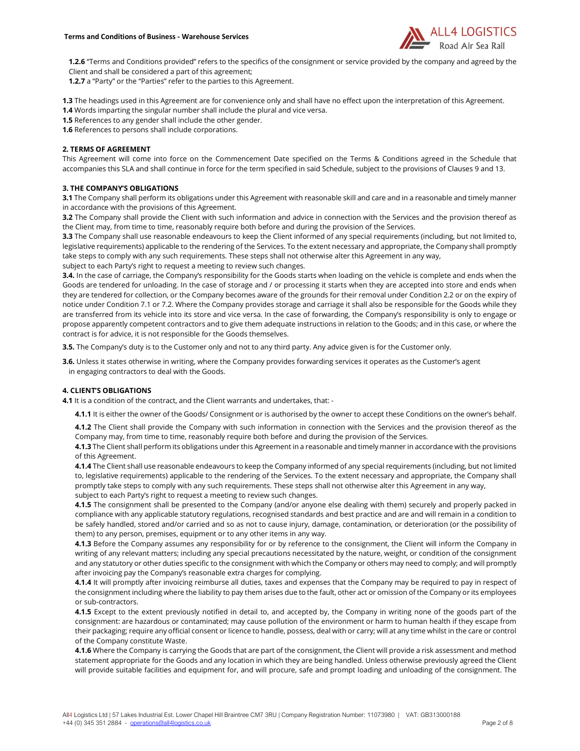**1.2.6** "Terms and Conditions provided" refers to the specifics of the consignment or service provided by the company and agreed by the Client and shall be considered a part of this agreement;

**1.2.7** a "Party" or the "Parties" refer to the parties to this Agreement.

**1.3** The headings used in this Agreement are for convenience only and shall have no effect upon the interpretation of this Agreement.

**1.4** Words imparting the singular number shall include the plural and vice versa.

**1.5** References to any gender shall include the other gender.

**1.6** References to persons shall include corporations.

## 2. TERMS OF AGREEMENT

This Agreement will come into force on the Commencement Date specified on the Terms & Conditions agreed in the Schedule that accompanies this SLA and shall continue in force for the term specified in said Schedule, subject to the provisions of Clauses 9 and 13.

## 3. THE COMPANY'S OBLIGATIONS

**3.1** The Company shall perform its obligations under this Agreement with reasonable skill and care and in a reasonable and timely manner in accordance with the provisions of this Agreement.

**3.2** The Company shall provide the Client with such information and advice in connection with the Services and the provision thereof as the Client may, from time to time, reasonably require both before and during the provision of the Services.

**3.3** The Company shall use reasonable endeavours to keep the Client informed of any special requirements (including, but not limited to, legislative requirements) applicable to the rendering of the Services. To the extent necessary and appropriate, the Company shall promptly take steps to comply with any such requirements. These steps shall not otherwise alter this Agreement in any way,
subject to each Party's right to request a meeting to review such changes.

**3.4.** In the case of carriage, the Company's responsibility for the Goods starts when loading on the vehicle is complete and ends when the Goods are tendered for unloading. In the case of storage and / or processing it starts when they are accepted into store and ends when they are tendered for collection, or the Company becomes aware of the grounds for their removal under Condition 2.2 or on the expiry of notice under Condition 7.1 or 7.2. Where the Company provides storage and carriage it shall also be responsible for the Goods while they are transferred from its vehicle into its store and vice versa. In the case of forwarding, the Company's responsibility is only to engage or propose apparently competent contractors and to give them adequate instructions in relation to the Goods; and in this case, or where the contract is for advice, it is not responsible for the Goods themselves.

**3.5.** The Company's duty is to the Customer only and not to any third party. Any advice given is for the Customer only.

**3.6.** Unless it states otherwise in writing, where the Company provides forwarding services it operates as the Customer's agent in engaging contractors to deal with the Goods.

## 4. CLIENT'S OBLIGATIONS

**4.1** It is a condition of the contract, and the Client warrants and undertakes, that: -

**4.1.1** It is either the owner of the Goods/ Consignment or is authorised by the owner to accept these Conditions on the owner's behalf.

**4.1.2** The Client shall provide the Company with such information in connection with the Services and the provision thereof as the Company may, from time to time, reasonably require both before and during the provision of the Services.

**4.1.3** The Client shall perform its obligations under this Agreement in a reasonable and timely manner in accordance with the provisions of this Agreement.

**4.1.4** The Client shall use reasonable endeavours to keep the Company informed of any special requirements (including, but not limited to, legislative requirements) applicable to the rendering of the Services. To the extent necessary and appropriate, the Company shall promptly take steps to comply with any such requirements. These steps shall not otherwise alter this Agreement in any way,
subject to each Party's right to request a meeting to review such changes.

**4.1.5** The consignment shall be presented to the Company (and/or anyone else dealing with them) securely and properly packed in compliance with any applicable statutory regulations, recognised standards and best practice and are and will remain in a condition to be safely handled, stored and/or carried and so as not to cause injury, damage, contamination, or deterioration (or the possibility of them) to any person, premises, equipment or to any other items in any way.

**4.1.3** Before the Company assumes any responsibility for or by reference to the consignment, the Client will inform the Company in writing of any relevant matters; including any special precautions necessitated by the nature, weight, or condition of the consignment and any statutory or other duties specific to the consignment with which the Company or others may need to comply; and will promptly after invoicing pay the Company's reasonable extra charges for complying.

**4.1.4** It will promptly after invoicing reimburse all duties, taxes and expenses that the Company may be required to pay in respect of the consignment including where the liability to pay them arises due to the fault, other act or omission of the Company or its employees or sub-contractors.

**4.1.5** Except to the extent previously notified in detail to, and accepted by, the Company in writing none of the goods part of the consignment: are hazardous or contaminated; may cause pollution of the environment or harm to human health if they escape from their packaging; require any official consent or licence to handle, possess, deal with or carry; will at any time whilst in the care or control of the Company constitute Waste.

**4.1.6** Where the Company is carrying the Goods that are part of the consignment, the Client will provide a risk assessment and method statement appropriate for the Goods and any location in which they are being handled. Unless otherwise previously agreed the Client will provide suitable facilities and equipment for, and will procure, safe and prompt loading and unloading of the consignment. The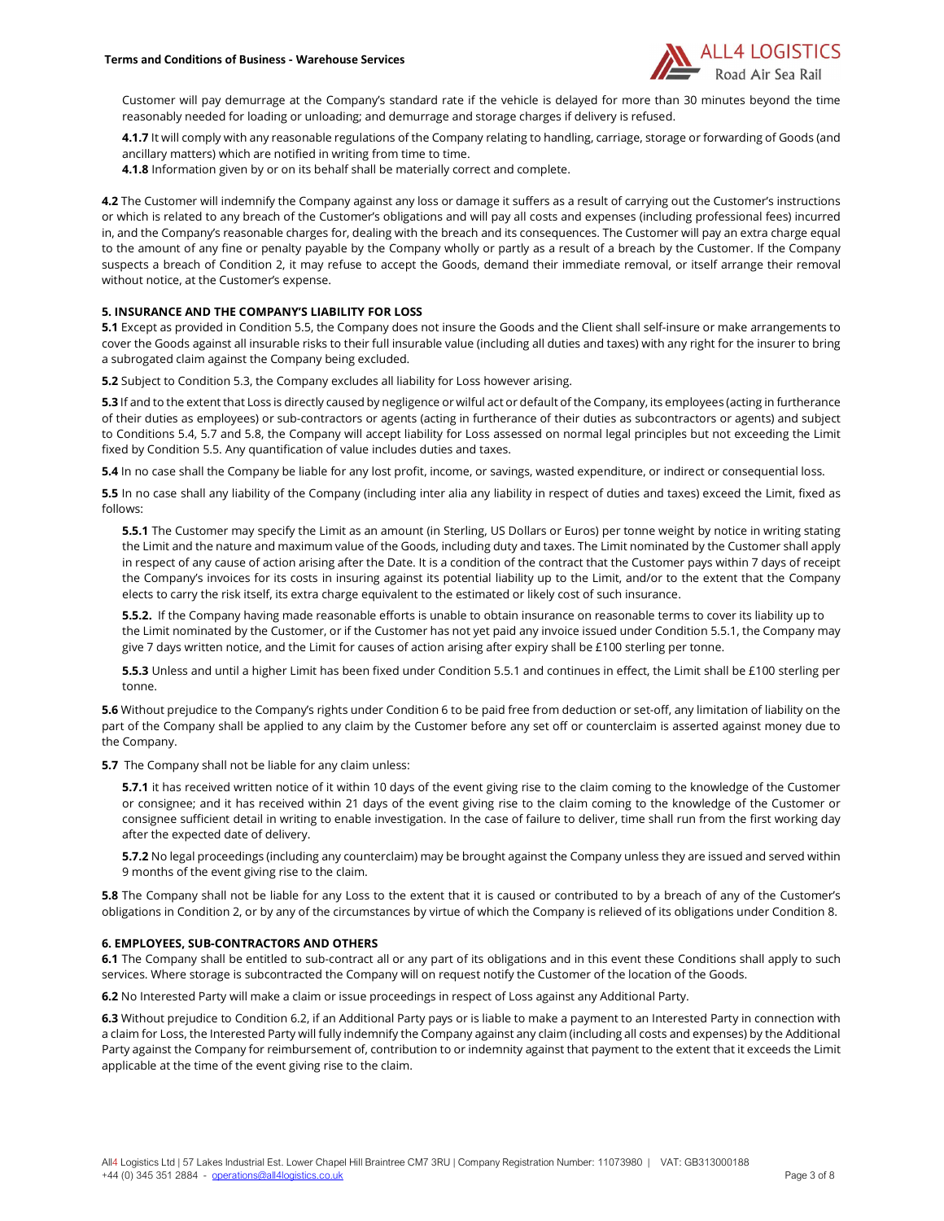Customer will pay demurrage at the Company's standard rate if the vehicle is delayed for more than 30 minutes beyond the time reasonably needed for loading or unloading; and demurrage and storage charges if delivery is refused.

**4.1.7** It will comply with any reasonable regulations of the Company relating to handling, carriage, storage or forwarding of Goods (and ancillary matters) which are notified in writing from time to time.

**4.1.8** Information given by or on its behalf shall be materially correct and complete.

**4.2** The Customer will indemnify the Company against any loss or damage it suffers as a result of carrying out the Customer's instructions or which is related to any breach of the Customer's obligations and will pay all costs and expenses (including professional fees) incurred in, and the Company's reasonable charges for, dealing with the breach and its consequences. The Customer will pay an extra charge equal to the amount of any fine or penalty payable by the Company wholly or partly as a result of a breach by the Customer. If the Company suspects a breach of Condition 2, it may refuse to accept the Goods, demand their immediate removal, or itself arrange their removal without notice, at the Customer's expense.

## 5. INSURANCE AND THE COMPANY'S LIABILITY FOR LOSS

**5.1** Except as provided in Condition 5.5, the Company does not insure the Goods and the Client shall self-insure or make arrangements to cover the Goods against all insurable risks to their full insurable value (including all duties and taxes) with any right for the insurer to bring a subrogated claim against the Company being excluded.

**5.2** Subject to Condition 5.3, the Company excludes all liability for Loss however arising.

**5.3** If and to the extent that Loss is directly caused by negligence or wilful act or default of the Company, its employees (acting in furtherance of their duties as employees) or sub-contractors or agents (acting in furtherance of their duties as subcontractors or agents) and subject to Conditions 5.4, 5.7 and 5.8, the Company will accept liability for Loss assessed on normal legal principles but not exceeding the Limit fixed by Condition 5.5. Any quantification of value includes duties and taxes.

**5.4** In no case shall the Company be liable for any lost profit, income, or savings, wasted expenditure, or indirect or consequential loss.

**5.5** In no case shall any liability of the Company (including inter alia any liability in respect of duties and taxes) exceed the Limit, fixed as follows:

**5.5.1** The Customer may specify the Limit as an amount (in Sterling, US Dollars or Euros) per tonne weight by notice in writing stating the Limit and the nature and maximum value of the Goods, including duty and taxes. The Limit nominated by the Customer shall apply in respect of any cause of action arising after the Date. It is a condition of the contract that the Customer pays within 7 days of receipt the Company's invoices for its costs in insuring against its potential liability up to the Limit, and/or to the extent that the Company elects to carry the risk itself, its extra charge equivalent to the estimated or likely cost of such insurance.

**5.5.2.** If the Company having made reasonable efforts is unable to obtain insurance on reasonable terms to cover its liability up to the Limit nominated by the Customer, or if the Customer has not yet paid any invoice issued under Condition 5.5.1, the Company may give 7 days written notice, and the Limit for causes of action arising after expiry shall be £100 sterling per tonne.

**5.5.3** Unless and until a higher Limit has been fixed under Condition 5.5.1 and continues in effect, the Limit shall be £100 sterling per tonne.

**5.6** Without prejudice to the Company's rights under Condition 6 to be paid free from deduction or set-off, any limitation of liability on the part of the Company shall be applied to any claim by the Customer before any set off or counterclaim is asserted against money due to the Company.

**5.7** The Company shall not be liable for any claim unless:

**5.7.1** it has received written notice of it within 10 days of the event giving rise to the claim coming to the knowledge of the Customer or consignee; and it has received within 21 days of the event giving rise to the claim coming to the knowledge of the Customer or consignee sufficient detail in writing to enable investigation. In the case of failure to deliver, time shall run from the first working day after the expected date of delivery.

**5.7.2** No legal proceedings (including any counterclaim) may be brought against the Company unless they are issued and served within 9 months of the event giving rise to the claim.

**5.8** The Company shall not be liable for any Loss to the extent that it is caused or contributed to by a breach of any of the Customer's obligations in Condition 2, or by any of the circumstances by virtue of which the Company is relieved of its obligations under Condition 8.

## 6. EMPLOYEES, SUB-CONTRACTORS AND OTHERS

**6.1** The Company shall be entitled to sub-contract all or any part of its obligations and in this event these Conditions shall apply to such services. Where storage is subcontracted the Company will on request notify the Customer of the location of the Goods.

**6.2** No Interested Party will make a claim or issue proceedings in respect of Loss against any Additional Party.

**6.3** Without prejudice to Condition 6.2, if an Additional Party pays or is liable to make a payment to an Interested Party in connection with a claim for Loss, the Interested Party will fully indemnify the Company against any claim (including all costs and expenses) by the Additional Party against the Company for reimbursement of, contribution to or indemnity against that payment to the extent that it exceeds the Limit applicable at the time of the event giving rise to the claim.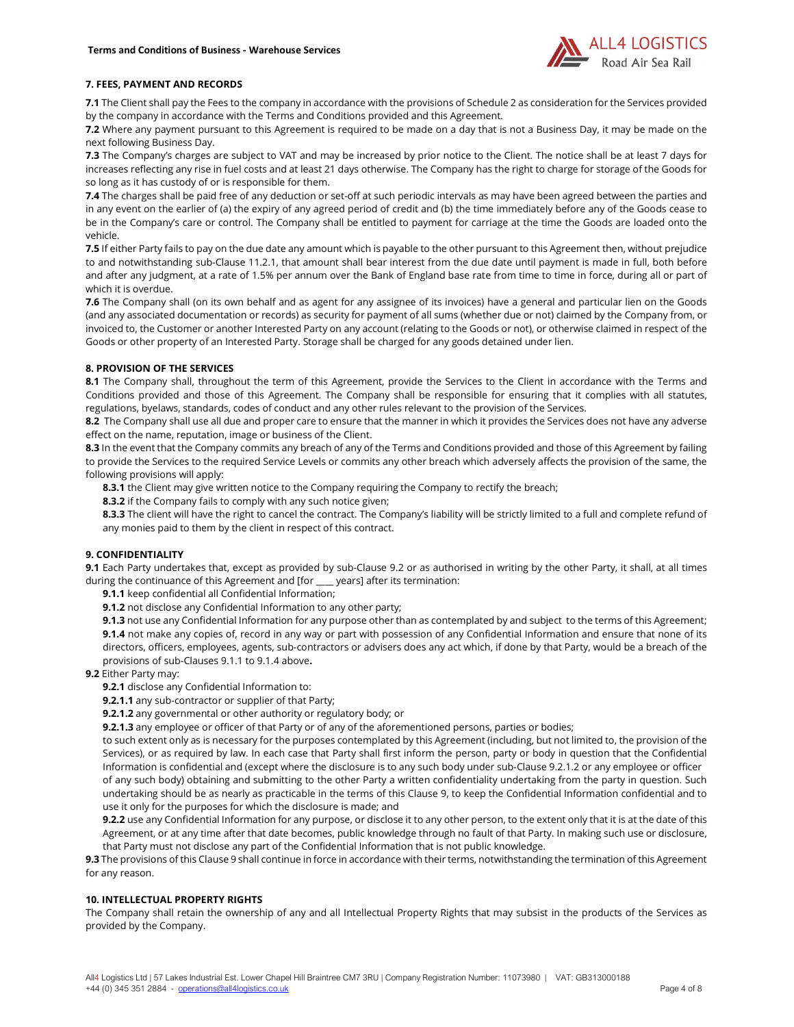## 7. FEES, PAYMENT AND RECORDS

**7.1** The Client shall pay the Fees to the company in accordance with the provisions of Schedule 2 as consideration for the Services provided by the company in accordance with the Terms and Conditions provided and this Agreement.

**7.2** Where any payment pursuant to this Agreement is required to be made on a day that is not a Business Day, it may be made on the next following Business Day.

**7.3** The Company's charges are subject to VAT and may be increased by prior notice to the Client. The notice shall be at least 7 days for increases reflecting any rise in fuel costs and at least 21 days otherwise. The Company has the right to charge for storage of the Goods for so long as it has custody of or is responsible for them.

**7.4** The charges shall be paid free of any deduction or set-off at such periodic intervals as may have been agreed between the parties and in any event on the earlier of (a) the expiry of any agreed period of credit and (b) the time immediately before any of the Goods cease to be in the Company's care or control. The Company shall be entitled to payment for carriage at the time the Goods are loaded onto the vehicle.

**7.5** If either Party fails to pay on the due date any amount which is payable to the other pursuant to this Agreement then, without prejudice to and notwithstanding sub-Clause 11.2.1, that amount shall bear interest from the due date until payment is made in full, both before and after any judgment, at a rate of 1.5% per annum over the Bank of England base rate from time to time in force, during all or part of which it is overdue.

**7.6** The Company shall (on its own behalf and as agent for any assignee of its invoices) have a general and particular lien on the Goods (and any associated documentation or records) as security for payment of all sums (whether due or not) claimed by the Company from, or invoiced to, the Customer or another Interested Party on any account (relating to the Goods or not), or otherwise claimed in respect of the Goods or other property of an Interested Party. Storage shall be charged for any goods detained under lien.

## 8. PROVISION OF THE SERVICES

**8.1** The Company shall, throughout the term of this Agreement, provide the Services to the Client in accordance with the Terms and Conditions provided and those of this Agreement. The Company shall be responsible for ensuring that it complies with all statutes, regulations, byelaws, standards, codes of conduct and any other rules relevant to the provision of the Services.

**8.2** The Company shall use all due and proper care to ensure that the manner in which it provides the Services does not have any adverse effect on the name, reputation, image or business of the Client.

**8.3** In the event that the Company commits any breach of any of the Terms and Conditions provided and those of this Agreement by failing to provide the Services to the required Service Levels or commits any other breach which adversely affects the provision of the same, the following provisions will apply:

**8.3.1** the Client may give written notice to the Company requiring the Company to rectify the breach;

**8.3.2** if the Company fails to comply with any such notice given;

**8.3.3** The client will have the right to cancel the contract. The Company's liability will be strictly limited to a full and complete refund of any monies paid to them by the client in respect of this contract.

## 9. CONFIDENTIALITY

**9.1** Each Party undertakes that, except as provided by sub-Clause 9.2 or as authorised in writing by the other Party, it shall, at all times during the continuance of this Agreement and [for ____ years] after its termination:

**9.1.1** keep confidential all Confidential Information;

**9.1.2** not disclose any Confidential Information to any other party;

**9.1.3** not use any Confidential Information for any purpose other than as contemplated by and subject to the terms of this Agreement;

**9.1.4** not make any copies of, record in any way or part with possession of any Confidential Information and ensure that none of its directors, officers, employees, agents, sub-contractors or advisers does any act which, if done by that Party, would be a breach of the provisions of sub-Clauses 9.1.1 to 9.1.4 above**.**

**9.2** Either Party may:

**9.2.1** disclose any Confidential Information to:

**9.2.1.1** any sub-contractor or supplier of that Party;

**9.2.1.2** any governmental or other authority or regulatory body; or

**9.2.1.3** any employee or officer of that Party or of any of the aforementioned persons, parties or bodies;

to such extent only as is necessary for the purposes contemplated by this Agreement (including, but not limited to, the provision of the Services), or as required by law. In each case that Party shall first inform the person, party or body in question that the Confidential Information is confidential and (except where the disclosure is to any such body under sub-Clause 9.2.1.2 or any employee or officer of any such body) obtaining and submitting to the other Party a written confidentiality undertaking from the party in question. Such undertaking should be as nearly as practicable in the terms of this Clause 9, to keep the Confidential Information confidential and to use it only for the purposes for which the disclosure is made; and

**9.2.2** use any Confidential Information for any purpose, or disclose it to any other person, to the extent only that it is at the date of this Agreement, or at any time after that date becomes, public knowledge through no fault of that Party. In making such use or disclosure, that Party must not disclose any part of the Confidential Information that is not public knowledge.

**9.3** The provisions of this Clause 9 shall continue in force in accordance with their terms, notwithstanding the termination of this Agreement for any reason.

## 10. INTELLECTUAL PROPERTY RIGHTS

The Company shall retain the ownership of any and all Intellectual Property Rights that may subsist in the products of the Services as provided by the Company.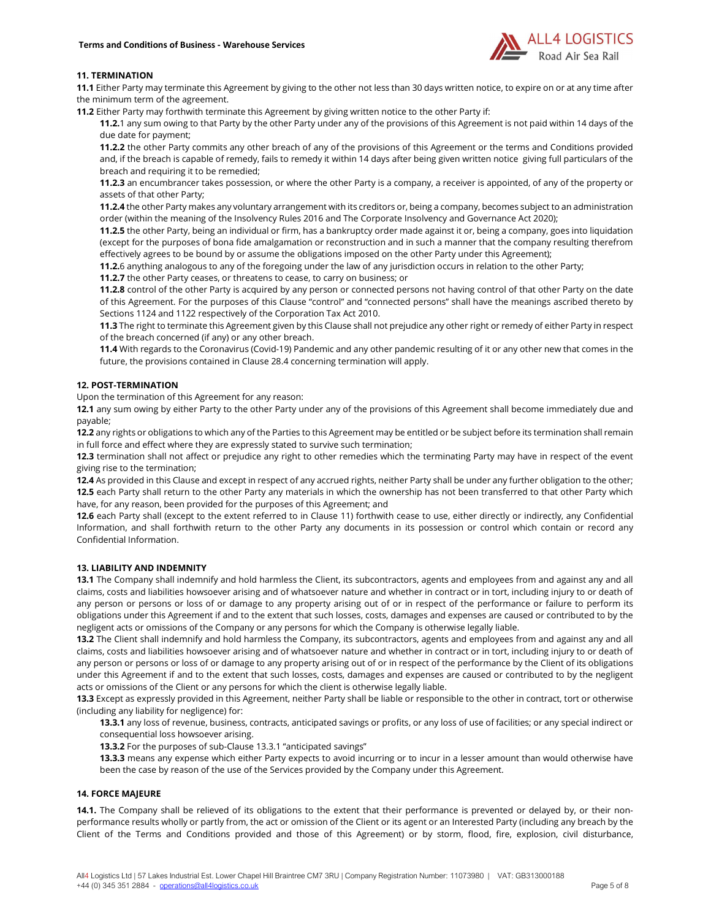## 11. TERMINATION

**11.1** Either Party may terminate this Agreement by giving to the other not less than 30 days written notice, to expire on or at any time after the minimum term of the agreement.

**11.2** Either Party may forthwith terminate this Agreement by giving written notice to the other Party if:

**11.2.**1 any sum owing to that Party by the other Party under any of the provisions of this Agreement is not paid within 14 days of the due date for payment;

**11.2.2** the other Party commits any other breach of any of the provisions of this Agreement or the terms and Conditions provided and, if the breach is capable of remedy, fails to remedy it within 14 days after being given written notice giving full particulars of the breach and requiring it to be remedied;

**11.2.3** an encumbrancer takes possession, or where the other Party is a company, a receiver is appointed, of any of the property or assets of that other Party;

**11.2.4** the other Party makes any voluntary arrangement with its creditors or, being a company, becomes subject to an administration order (within the meaning of the Insolvency Rules 2016 and The Corporate Insolvency and Governance Act 2020);

**11.2.5** the other Party, being an individual or firm, has a bankruptcy order made against it or, being a company, goes into liquidation (except for the purposes of bona fide amalgamation or reconstruction and in such a manner that the company resulting therefrom effectively agrees to be bound by or assume the obligations imposed on the other Party under this Agreement);

**11.2.**6 anything analogous to any of the foregoing under the law of any jurisdiction occurs in relation to the other Party;

**11.2.7** the other Party ceases, or threatens to cease, to carry on business; or

**11.2.8** control of the other Party is acquired by any person or connected persons not having control of that other Party on the date of this Agreement. For the purposes of this Clause "control" and "connected persons" shall have the meanings ascribed thereto by Sections 1124 and 1122 respectively of the Corporation Tax Act 2010.

**11.3** The right to terminate this Agreement given by this Clause shall not prejudice any other right or remedy of either Party in respect of the breach concerned (if any) or any other breach.

**11.4** With regards to the Coronavirus (Covid-19) Pandemic and any other pandemic resulting of it or any other new that comes in the future, the provisions contained in Clause 28.4 concerning termination will apply.

## 12. POST-TERMINATION

Upon the termination of this Agreement for any reason:

**12.1** any sum owing by either Party to the other Party under any of the provisions of this Agreement shall become immediately due and payable;

**12.2** any rights or obligations to which any of the Parties to this Agreement may be entitled or be subject before its termination shall remain in full force and effect where they are expressly stated to survive such termination;

**12.3** termination shall not affect or prejudice any right to other remedies which the terminating Party may have in respect of the event giving rise to the termination;

**12.4** As provided in this Clause and except in respect of any accrued rights, neither Party shall be under any further obligation to the other;

**12.5** each Party shall return to the other Party any materials in which the ownership has not been transferred to that other Party which have, for any reason, been provided for the purposes of this Agreement; and

**12.6** each Party shall (except to the extent referred to in Clause 11) forthwith cease to use, either directly or indirectly, any Confidential Information, and shall forthwith return to the other Party any documents in its possession or control which contain or record any Confidential Information.

## 13. LIABILITY AND INDEMNITY

**13.1** The Company shall indemnify and hold harmless the Client, its subcontractors, agents and employees from and against any and all claims, costs and liabilities howsoever arising and of whatsoever nature and whether in contract or in tort, including injury to or death of any person or persons or loss of or damage to any property arising out of or in respect of the performance or failure to perform its obligations under this Agreement if and to the extent that such losses, costs, damages and expenses are caused or contributed to by the negligent acts or omissions of the Company or any persons for which the Company is otherwise legally liable.

**13.2** The Client shall indemnify and hold harmless the Company, its subcontractors, agents and employees from and against any and all claims, costs and liabilities howsoever arising and of whatsoever nature and whether in contract or in tort, including injury to or death of any person or persons or loss of or damage to any property arising out of or in respect of the performance by the Client of its obligations under this Agreement if and to the extent that such losses, costs, damages and expenses are caused or contributed to by the negligent acts or omissions of the Client or any persons for which the client is otherwise legally liable.

**13.3** Except as expressly provided in this Agreement, neither Party shall be liable or responsible to the other in contract, tort or otherwise (including any liability for negligence) for:

**13.3.1** any loss of revenue, business, contracts, anticipated savings or profits, or any loss of use of facilities; or any special indirect or consequential loss howsoever arising.

**13.3.2** For the purposes of sub-Clause 13.3.1 "anticipated savings"

**13.3.3** means any expense which either Party expects to avoid incurring or to incur in a lesser amount than would otherwise have been the case by reason of the use of the Services provided by the Company under this Agreement.

## 14. FORCE MAJEURE

**14.1.** The Company shall be relieved of its obligations to the extent that their performance is prevented or delayed by, or their non-performance results wholly or partly from, the act or omission of the Client or its agent or an Interested Party (including any breach by the Client of the Terms and Conditions provided and those of this Agreement) or by storm, flood, fire, explosion, civil disturbance,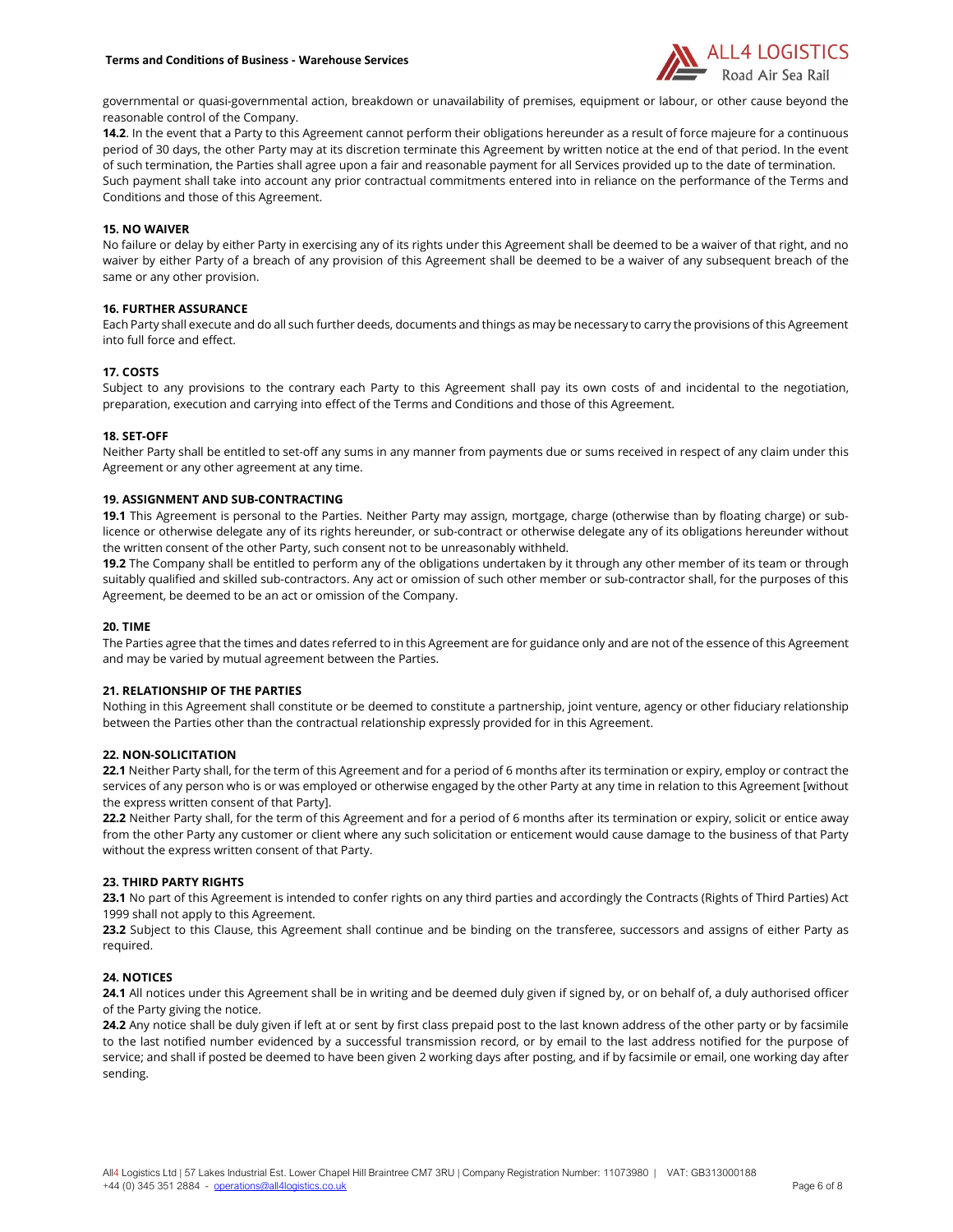governmental or quasi-governmental action, breakdown or unavailability of premises, equipment or labour, or other cause beyond the reasonable control of the Company.

**14.2**. In the event that a Party to this Agreement cannot perform their obligations hereunder as a result of force majeure for a continuous period of 30 days, the other Party may at its discretion terminate this Agreement by written notice at the end of that period. In the event of such termination, the Parties shall agree upon a fair and reasonable payment for all Services provided up to the date of termination. Such payment shall take into account any prior contractual commitments entered into in reliance on the performance of the Terms and Conditions and those of this Agreement.

**15. NO WAIVER**

No failure or delay by either Party in exercising any of its rights under this Agreement shall be deemed to be a waiver of that right, and no waiver by either Party of a breach of any provision of this Agreement shall be deemed to be a waiver of any subsequent breach of the same or any other provision.

**16. FURTHER ASSURANCE**

Each Party shall execute and do all such further deeds, documents and things as may be necessary to carry the provisions of this Agreement into full force and effect.

**17. COSTS**

Subject to any provisions to the contrary each Party to this Agreement shall pay its own costs of and incidental to the negotiation, preparation, execution and carrying into effect of the Terms and Conditions and those of this Agreement.

**18. SET-OFF**

Neither Party shall be entitled to set-off any sums in any manner from payments due or sums received in respect of any claim under this Agreement or any other agreement at any time.

**19. ASSIGNMENT AND SUB-CONTRACTING**

**19.1** This Agreement is personal to the Parties. Neither Party may assign, mortgage, charge (otherwise than by floating charge) or sub-licence or otherwise delegate any of its rights hereunder, or sub-contract or otherwise delegate any of its obligations hereunder without the written consent of the other Party, such consent not to be unreasonably withheld.

**19.2** The Company shall be entitled to perform any of the obligations undertaken by it through any other member of its team or through suitably qualified and skilled sub-contractors. Any act or omission of such other member or sub-contractor shall, for the purposes of this Agreement, be deemed to be an act or omission of the Company.

**20. TIME**

The Parties agree that the times and dates referred to in this Agreement are for guidance only and are not of the essence of this Agreement and may be varied by mutual agreement between the Parties.

**21. RELATIONSHIP OF THE PARTIES**

Nothing in this Agreement shall constitute or be deemed to constitute a partnership, joint venture, agency or other fiduciary relationship between the Parties other than the contractual relationship expressly provided for in this Agreement.

**22. NON-SOLICITATION**

**22.1** Neither Party shall, for the term of this Agreement and for a period of 6 months after its termination or expiry, employ or contract the services of any person who is or was employed or otherwise engaged by the other Party at any time in relation to this Agreement [without the express written consent of that Party].

**22.2** Neither Party shall, for the term of this Agreement and for a period of 6 months after its termination or expiry, solicit or entice away from the other Party any customer or client where any such solicitation or enticement would cause damage to the business of that Party without the express written consent of that Party.

**23. THIRD PARTY RIGHTS**

**23.1** No part of this Agreement is intended to confer rights on any third parties and accordingly the Contracts (Rights of Third Parties) Act 1999 shall not apply to this Agreement.

**23.2** Subject to this Clause, this Agreement shall continue and be binding on the transferee, successors and assigns of either Party as required.

**24. NOTICES**

**24.1** All notices under this Agreement shall be in writing and be deemed duly given if signed by, or on behalf of, a duly authorised officer of the Party giving the notice.

**24.2** Any notice shall be duly given if left at or sent by first class prepaid post to the last known address of the other party or by facsimile to the last notified number evidenced by a successful transmission record, or by email to the last address notified for the purpose of service; and shall if posted be deemed to have been given 2 working days after posting, and if by facsimile or email, one working day after sending.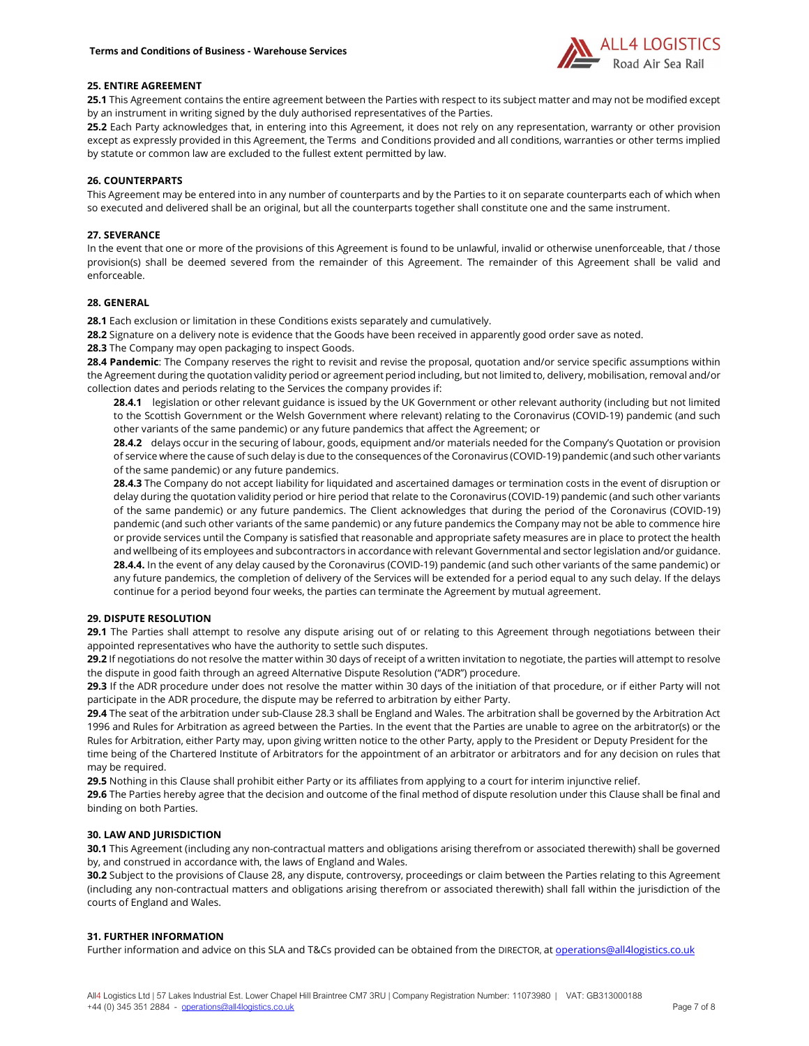## 25. ENTIRE AGREEMENT

**25.1** This Agreement contains the entire agreement between the Parties with respect to its subject matter and may not be modified except by an instrument in writing signed by the duly authorised representatives of the Parties.

**25.2** Each Party acknowledges that, in entering into this Agreement, it does not rely on any representation, warranty or other provision except as expressly provided in this Agreement, the Terms and Conditions provided and all conditions, warranties or other terms implied by statute or common law are excluded to the fullest extent permitted by law.

## 26. COUNTERPARTS

This Agreement may be entered into in any number of counterparts and by the Parties to it on separate counterparts each of which when so executed and delivered shall be an original, but all the counterparts together shall constitute one and the same instrument.

## 27. SEVERANCE

In the event that one or more of the provisions of this Agreement is found to be unlawful, invalid or otherwise unenforceable, that / those provision(s) shall be deemed severed from the remainder of this Agreement. The remainder of this Agreement shall be valid and enforceable.

## 28. GENERAL

**28.1** Each exclusion or limitation in these Conditions exists separately and cumulatively.

**28.2** Signature on a delivery note is evidence that the Goods have been received in apparently good order save as noted.

**28.3** The Company may open packaging to inspect Goods.

**28.4 Pandemic**: The Company reserves the right to revisit and revise the proposal, quotation and/or service specific assumptions within the Agreement during the quotation validity period or agreement period including, but not limited to, delivery, mobilisation, removal and/or collection dates and periods relating to the Services the company provides if:

> **28.4.1** legislation or other relevant guidance is issued by the UK Government or other relevant authority (including but not limited to the Scottish Government or the Welsh Government where relevant) relating to the Coronavirus (COVID-19) pandemic (and such other variants of the same pandemic) or any future pandemics that affect the Agreement; or
>
> **28.4.2** delays occur in the securing of labour, goods, equipment and/or materials needed for the Company's Quotation or provision of service where the cause of such delay is due to the consequences of the Coronavirus (COVID-19) pandemic (and such other variants of the same pandemic) or any future pandemics.
>
> **28.4.3** The Company do not accept liability for liquidated and ascertained damages or termination costs in the event of disruption or delay during the quotation validity period or hire period that relate to the Coronavirus (COVID-19) pandemic (and such other variants of the same pandemic) or any future pandemics. The Client acknowledges that during the period of the Coronavirus (COVID-19) pandemic (and such other variants of the same pandemic) or any future pandemics the Company may not be able to commence hire or provide services until the Company is satisfied that reasonable and appropriate safety measures are in place to protect the health and wellbeing of its employees and subcontractors in accordance with relevant Governmental and sector legislation and/or guidance.
>
> **28.4.4.** In the event of any delay caused by the Coronavirus (COVID-19) pandemic (and such other variants of the same pandemic) or any future pandemics, the completion of delivery of the Services will be extended for a period equal to any such delay. If the delays continue for a period beyond four weeks, the parties can terminate the Agreement by mutual agreement.

## 29. DISPUTE RESOLUTION

**29.1** The Parties shall attempt to resolve any dispute arising out of or relating to this Agreement through negotiations between their appointed representatives who have the authority to settle such disputes.

**29.2** If negotiations do not resolve the matter within 30 days of receipt of a written invitation to negotiate, the parties will attempt to resolve the dispute in good faith through an agreed Alternative Dispute Resolution ("ADR") procedure.

**29.3** If the ADR procedure under does not resolve the matter within 30 days of the initiation of that procedure, or if either Party will not participate in the ADR procedure, the dispute may be referred to arbitration by either Party.

**29.4** The seat of the arbitration under sub-Clause 28.3 shall be England and Wales. The arbitration shall be governed by the Arbitration Act 1996 and Rules for Arbitration as agreed between the Parties. In the event that the Parties are unable to agree on the arbitrator(s) or the Rules for Arbitration, either Party may, upon giving written notice to the other Party, apply to the President or Deputy President for the time being of the Chartered Institute of Arbitrators for the appointment of an arbitrator or arbitrators and for any decision on rules that may be required.

**29.5** Nothing in this Clause shall prohibit either Party or its affiliates from applying to a court for interim injunctive relief.

**29.6** The Parties hereby agree that the decision and outcome of the final method of dispute resolution under this Clause shall be final and binding on both Parties.

## 30. LAW AND JURISDICTION

**30.1** This Agreement (including any non-contractual matters and obligations arising therefrom or associated therewith) shall be governed by, and construed in accordance with, the laws of England and Wales.

**30.2** Subject to the provisions of Clause 28, any dispute, controversy, proceedings or claim between the Parties relating to this Agreement (including any non-contractual matters and obligations arising therefrom or associated therewith) shall fall within the jurisdiction of the courts of England and Wales.

## 31. FURTHER INFORMATION

Further information and advice on this SLA and T&Cs provided can be obtained from the DIRECTOR, at operations@all4logistics.co.uk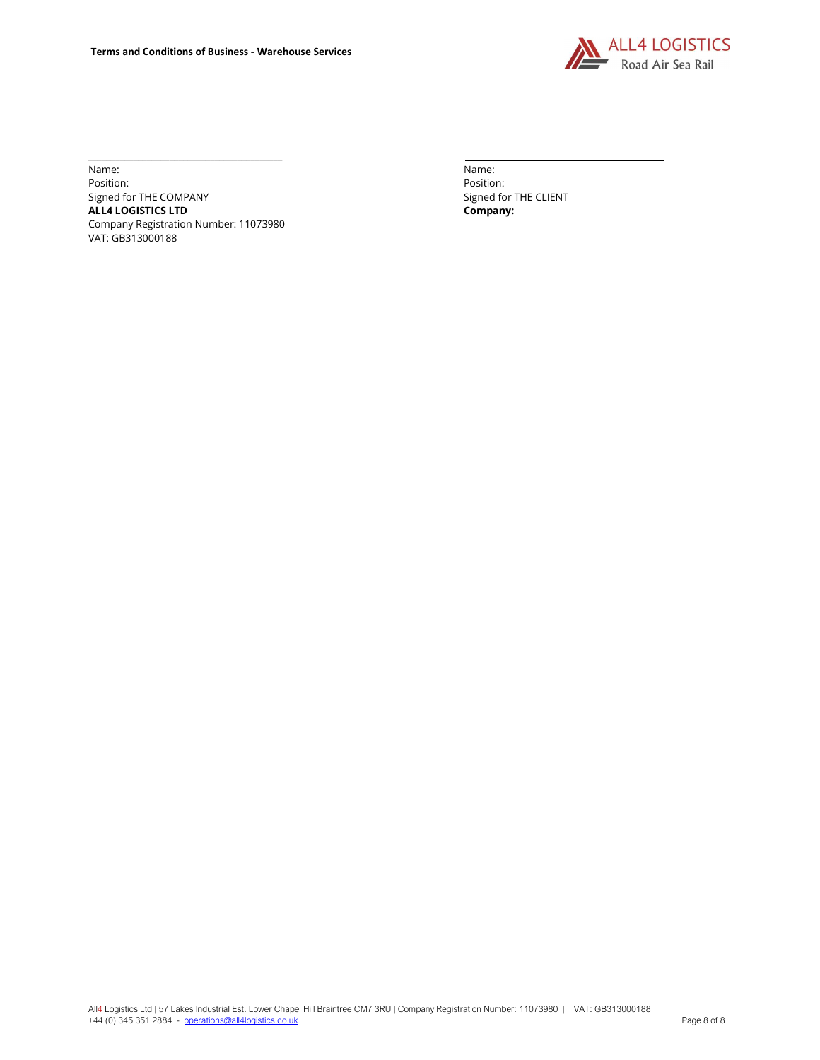\_\_\_\_\_\_\_\_\_\_\_\_\_\_\_\_\_\_\_\_\_\_\_\_\_\_\_\_\_\_\_\_\_\_\_\_\_\_

Name:
Position:
Signed for THE COMPANY
**ALL4 LOGISTICS LTD**
Company Registration Number: 11073980
VAT: GB313000188

\_\_\_\_\_\_\_\_\_\_\_\_\_\_\_\_\_\_\_\_\_\_\_\_\_\_\_\_\_\_\_\_\_\_\_\_\_\_

Name:
Position:
Signed for THE CLIENT
**Company:**